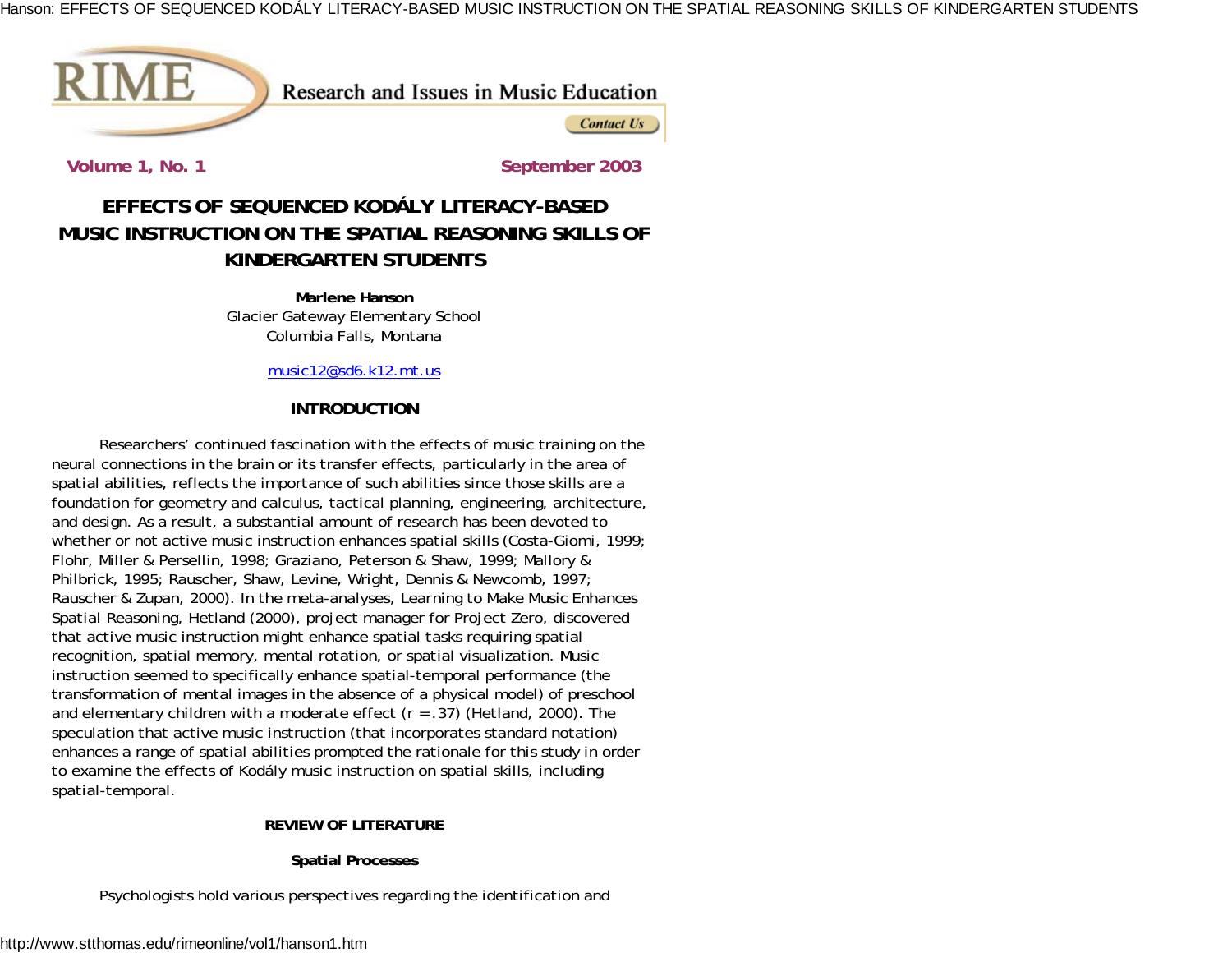Volume 1, No. 1 September 2003

# EFFECTS OF SEQUENCED KODÁLY LITERACY-BASED MUSIC INSTRUCTION ON THE SPATIAL REASONING SKILLS OF KINDERGARTEN STUDENTS

**Marlene Hanson**
Glacier Gateway Elementary School
Columbia Falls, Montana

music12@sd6.k12.mt.us

## INTRODUCTION

Researchers' continued fascination with the effects of music training on the neural connections in the brain or its transfer effects, particularly in the area of spatial abilities, reflects the importance of such abilities since those skills are a foundation for geometry and calculus, tactical planning, engineering, architecture, and design. As a result, a substantial amount of research has been devoted to whether or not active music instruction enhances spatial skills (Costa-Giomi, 1999; Flohr, Miller & Persellin, 1998; Graziano, Peterson & Shaw, 1999; Mallory & Philbrick, 1995; Rauscher, Shaw, Levine, Wright, Dennis & Newcomb, 1997; Rauscher & Zupan, 2000). In the meta-analyses, Learning to Make Music Enhances Spatial Reasoning, Hetland (2000), project manager for Project Zero, discovered that active music instruction might enhance spatial tasks requiring spatial recognition, spatial memory, mental rotation, or spatial visualization. Music instruction seemed to specifically enhance spatial-temporal performance (the transformation of mental images in the absence of a physical model) of preschool and elementary children with a moderate effect ($r = .37$) (Hetland, 2000). The speculation that active music instruction (that incorporates standard notation) enhances a range of spatial abilities prompted the rationale for this study in order to examine the effects of Kodály music instruction on spatial skills, including spatial-temporal.

## REVIEW OF LITERATURE

### Spatial Processes

Psychologists hold various perspectives regarding the identification and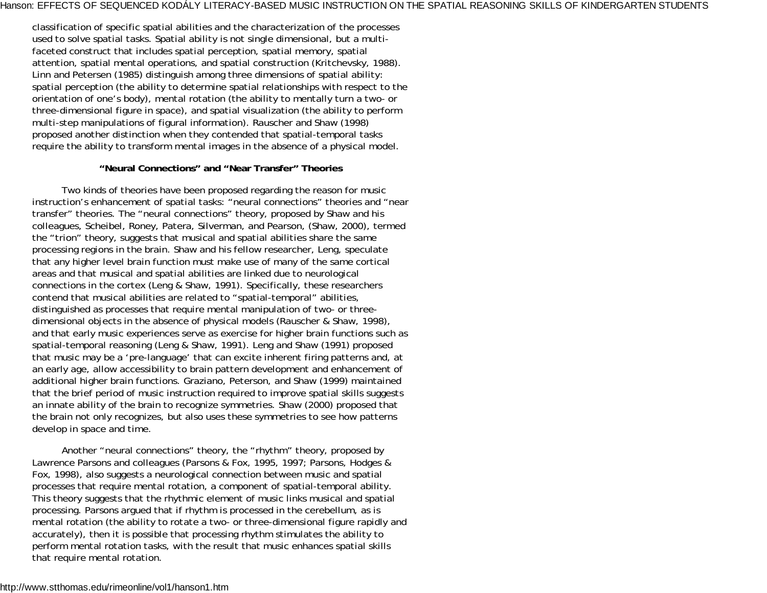classification of specific spatial abilities and the characterization of the processes used to solve spatial tasks. Spatial ability is not single dimensional, but a multi-faceted construct that includes spatial perception, spatial memory, spatial attention, spatial mental operations, and spatial construction (Kritchevsky, 1988). Linn and Petersen (1985) distinguish among three dimensions of spatial ability: spatial perception (the ability to determine spatial relationships with respect to the orientation of one's body), mental rotation (the ability to mentally turn a two- or three-dimensional figure in space), and spatial visualization (the ability to perform multi-step manipulations of figural information). Rauscher and Shaw (1998) proposed another distinction when they contended that spatial-temporal tasks require the ability to transform mental images in the absence of a physical model.

### "Neural Connections" and "Near Transfer" Theories

Two kinds of theories have been proposed regarding the reason for music instruction's enhancement of spatial tasks: "neural connections" theories and "near transfer" theories. The "neural connections" theory, proposed by Shaw and his colleagues, Scheibel, Roney, Patera, Silverman, and Pearson, (Shaw, 2000), termed the "trion" theory, suggests that musical and spatial abilities share the same processing regions in the brain. Shaw and his fellow researcher, Leng, speculate that any higher level brain function must make use of many of the same cortical areas and that musical and spatial abilities are linked due to neurological connections in the cortex (Leng & Shaw, 1991). Specifically, these researchers contend that musical abilities are related to "spatial-temporal" abilities, distinguished as processes that require mental manipulation of two- or three-dimensional objects in the absence of physical models (Rauscher & Shaw, 1998), and that early music experiences serve as exercise for higher brain functions such as spatial-temporal reasoning (Leng & Shaw, 1991). Leng and Shaw (1991) proposed that music may be a 'pre-language' that can excite inherent firing patterns and, at an early age, allow accessibility to brain pattern development and enhancement of additional higher brain functions. Graziano, Peterson, and Shaw (1999) maintained that the brief period of music instruction required to improve spatial skills suggests an innate ability of the brain to recognize symmetries. Shaw (2000) proposed that the brain not only recognizes, but also uses these symmetries to see how patterns develop in space and time.

Another "neural connections" theory, the "rhythm" theory, proposed by Lawrence Parsons and colleagues (Parsons & Fox, 1995, 1997; Parsons, Hodges & Fox, 1998), also suggests a neurological connection between music and spatial processes that require mental rotation, a component of spatial-temporal ability. This theory suggests that the rhythmic element of music links musical and spatial processing. Parsons argued that if rhythm is processed in the cerebellum, as is mental rotation (the ability to rotate a two- or three-dimensional figure rapidly and accurately), then it is possible that processing rhythm stimulates the ability to perform mental rotation tasks, with the result that music enhances spatial skills that require mental rotation.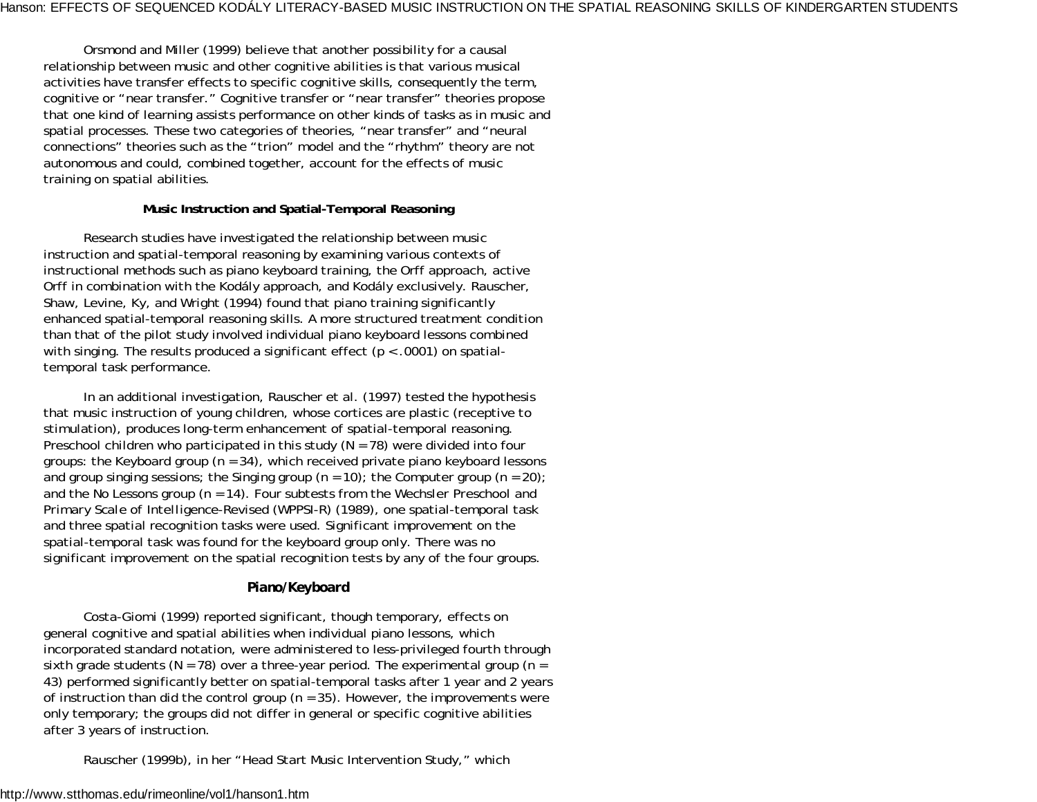Orsmond and Miller (1999) believe that another possibility for a causal relationship between music and other cognitive abilities is that various musical activities have transfer effects to specific cognitive skills, consequently the term, cognitive or "near transfer." Cognitive transfer or "near transfer" theories propose that one kind of learning assists performance on other kinds of tasks as in music and spatial processes. These two categories of theories, "near transfer" and "neural connections" theories such as the "trion" model and the "rhythm" theory are not autonomous and could, combined together, account for the effects of music training on spatial abilities.

### Music Instruction and Spatial-Temporal Reasoning

Research studies have investigated the relationship between music instruction and spatial-temporal reasoning by examining various contexts of instructional methods such as piano keyboard training, the Orff approach, active Orff in combination with the Kodály approach, and Kodály exclusively. Rauscher, Shaw, Levine, Ky, and Wright (1994) found that piano training significantly enhanced spatial-temporal reasoning skills. A more structured treatment condition than that of the pilot study involved individual piano keyboard lessons combined with singing. The results produced a significant effect ($p < .0001$) on spatial-temporal task performance.

In an additional investigation, Rauscher et al. (1997) tested the hypothesis that music instruction of young children, whose cortices are plastic (receptive to stimulation), produces long-term enhancement of spatial-temporal reasoning. Preschool children who participated in this study ($N = 78$) were divided into four groups: the Keyboard group ($n = 34$), which received private piano keyboard lessons and group singing sessions; the Singing group ($n = 10$); the Computer group ($n = 20$); and the No Lessons group ($n = 14$). Four subtests from the Wechsler Preschool and Primary Scale of Intelligence-Revised (WPPSI-R) (1989), one spatial-temporal task and three spatial recognition tasks were used. Significant improvement on the spatial-temporal task was found for the keyboard group only. There was no significant improvement on the spatial recognition tests by any of the four groups.

### Piano/Keyboard

Costa-Giomi (1999) reported significant, though temporary, effects on general cognitive and spatial abilities when individual piano lessons, which incorporated standard notation, were administered to less-privileged fourth through sixth grade students ($N = 78$) over a three-year period. The experimental group ($n = 43$) performed significantly better on spatial-temporal tasks after 1 year and 2 years of instruction than did the control group ($n = 35$). However, the improvements were only temporary; the groups did not differ in general or specific cognitive abilities after 3 years of instruction.

Rauscher (1999b), in her "Head Start Music Intervention Study," which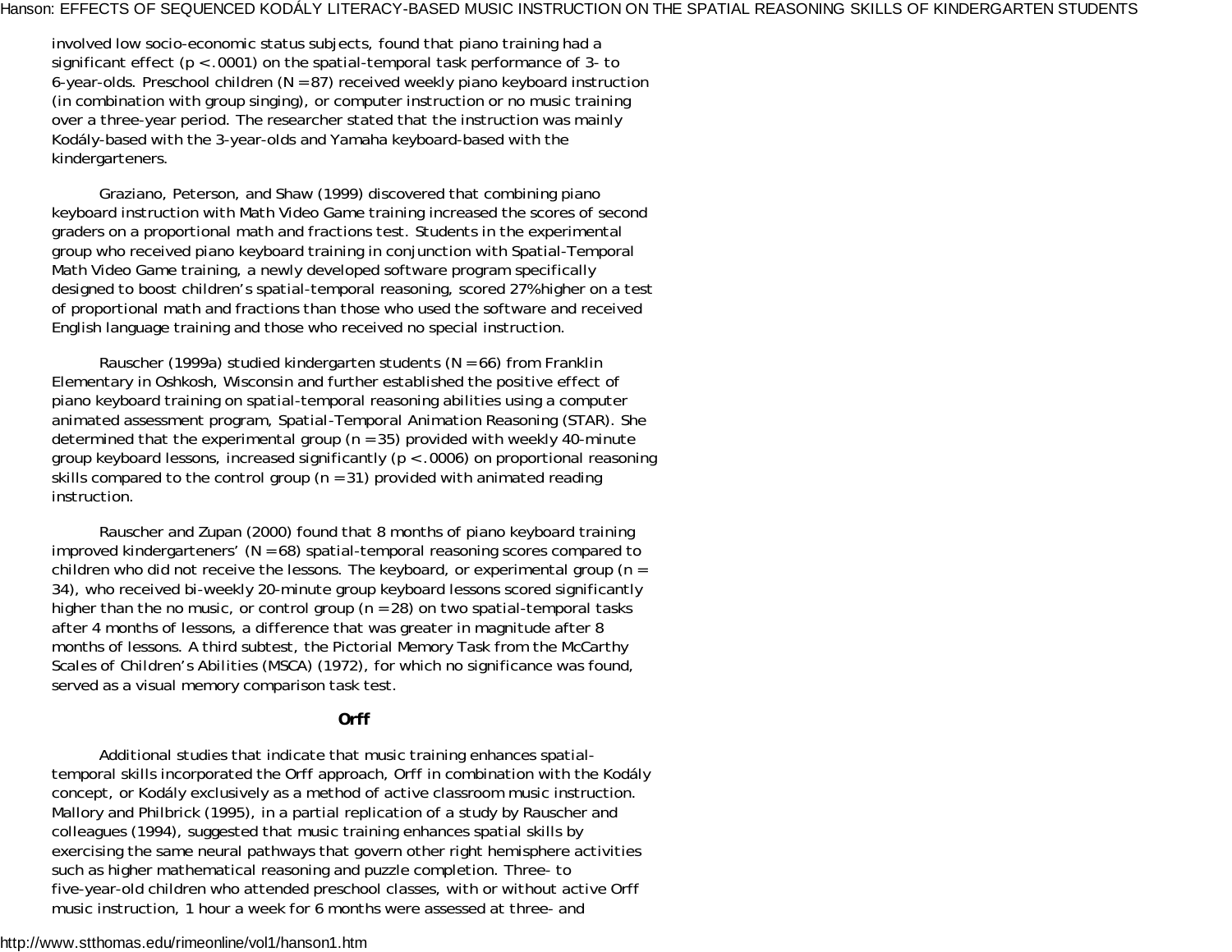involved low socio-economic status subjects, found that piano training had a significant effect ($p < .0001$) on the spatial-temporal task performance of 3- to 6-year-olds. Preschool children ($N = 87$) received weekly piano keyboard instruction (in combination with group singing), or computer instruction or no music training over a three-year period. The researcher stated that the instruction was mainly Kodály-based with the 3-year-olds and Yamaha keyboard-based with the kindergarteners.

Graziano, Peterson, and Shaw (1999) discovered that combining piano keyboard instruction with Math Video Game training increased the scores of second graders on a proportional math and fractions test. Students in the experimental group who received piano keyboard training in conjunction with Spatial-Temporal Math Video Game training, a newly developed software program specifically designed to boost children's spatial-temporal reasoning, scored 27% higher on a test of proportional math and fractions than those who used the software and received English language training and those who received no special instruction.

Rauscher (1999a) studied kindergarten students ($N = 66$) from Franklin Elementary in Oshkosh, Wisconsin and further established the positive effect of piano keyboard training on spatial-temporal reasoning abilities using a computer animated assessment program, Spatial-Temporal Animation Reasoning (STAR). She determined that the experimental group ($n = 35$) provided with weekly 40-minute group keyboard lessons, increased significantly ($p < .0006$) on proportional reasoning skills compared to the control group ($n = 31$) provided with animated reading instruction.

Rauscher and Zupan (2000) found that 8 months of piano keyboard training improved kindergarteners' ($N = 68$) spatial-temporal reasoning scores compared to children who did not receive the lessons. The keyboard, or experimental group ($n = 34$), who received bi-weekly 20-minute group keyboard lessons scored significantly higher than the no music, or control group ($n = 28$) on two spatial-temporal tasks after 4 months of lessons, a difference that was greater in magnitude after 8 months of lessons. A third subtest, the Pictorial Memory Task from the McCarthy Scales of Children's Abilities (MSCA) (1972), for which no significance was found, served as a visual memory comparison task test.

### Orff

Additional studies that indicate that music training enhances spatial-temporal skills incorporated the Orff approach, Orff in combination with the Kodály concept, or Kodály exclusively as a method of active classroom music instruction. Mallory and Philbrick (1995), in a partial replication of a study by Rauscher and colleagues (1994), suggested that music training enhances spatial skills by exercising the same neural pathways that govern other right hemisphere activities such as higher mathematical reasoning and puzzle completion. Three- to five-year-old children who attended preschool classes, with or without active Orff music instruction, 1 hour a week for 6 months were assessed at three- and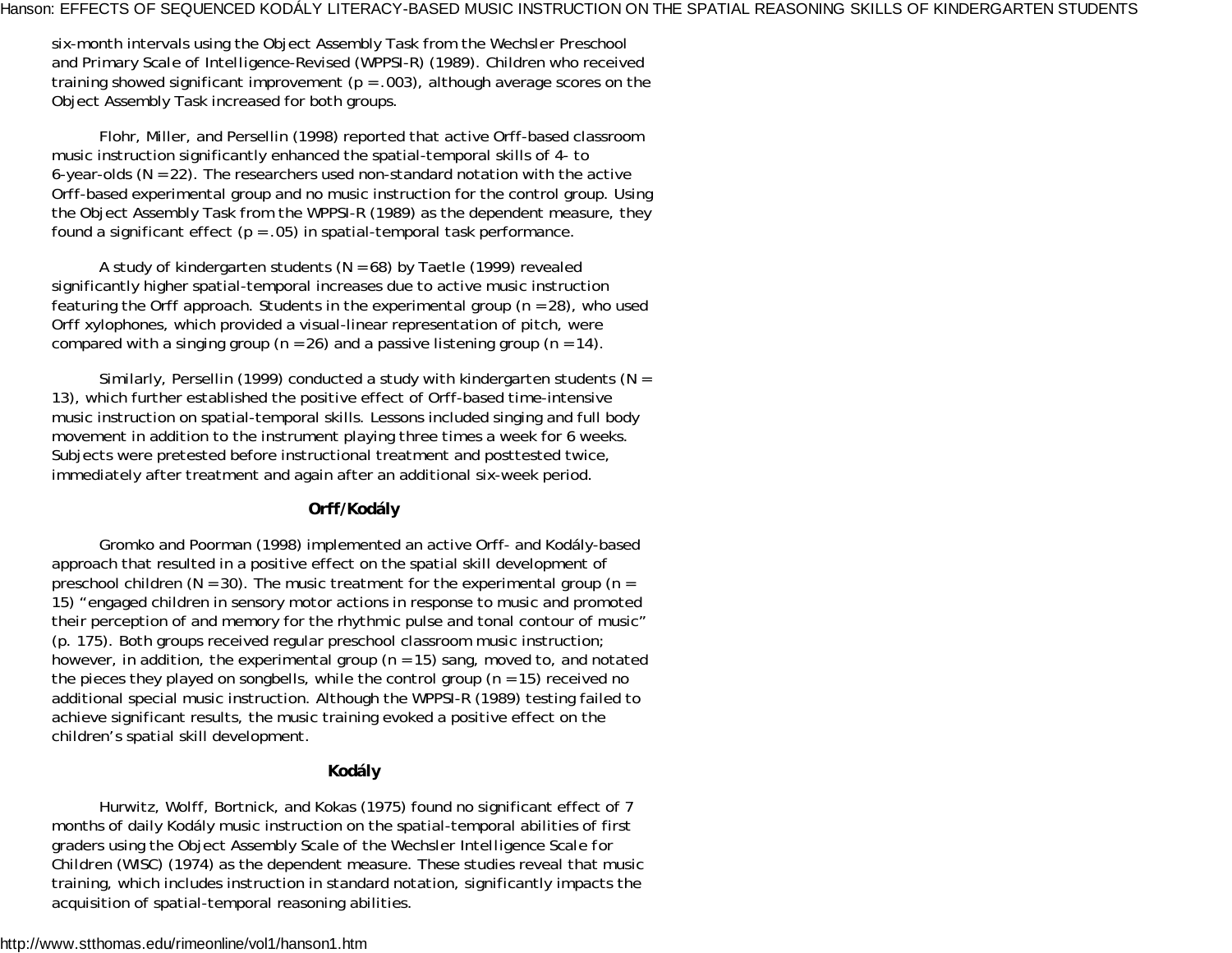six-month intervals using the Object Assembly Task from the Wechsler Preschool and Primary Scale of Intelligence-Revised (WPPSI-R) (1989). Children who received training showed significant improvement ($p = .003$), although average scores on the Object Assembly Task increased for both groups.

Flohr, Miller, and Persellin (1998) reported that active Orff-based classroom music instruction significantly enhanced the spatial-temporal skills of 4- to 6-year-olds ($N = 22$). The researchers used non-standard notation with the active Orff-based experimental group and no music instruction for the control group. Using the Object Assembly Task from the WPPSI-R (1989) as the dependent measure, they found a significant effect ($p = .05$) in spatial-temporal task performance.

A study of kindergarten students ($N = 68$) by Taetle (1999) revealed significantly higher spatial-temporal increases due to active music instruction featuring the Orff approach. Students in the experimental group ($n = 28$), who used Orff xylophones, which provided a visual-linear representation of pitch, were compared with a singing group ($n = 26$) and a passive listening group ($n = 14$).

Similarly, Persellin (1999) conducted a study with kindergarten students ($N = 13$), which further established the positive effect of Orff-based time-intensive music instruction on spatial-temporal skills. Lessons included singing and full body movement in addition to the instrument playing three times a week for 6 weeks. Subjects were pretested before instructional treatment and posttested twice, immediately after treatment and again after an additional six-week period.

### Orff/Kodály

Gromko and Poorman (1998) implemented an active Orff- and Kodály-based approach that resulted in a positive effect on the spatial skill development of preschool children ($N = 30$). The music treatment for the experimental group ($n = 15$) "engaged children in sensory motor actions in response to music and promoted their perception of and memory for the rhythmic pulse and tonal contour of music" (p. 175). Both groups received regular preschool classroom music instruction; however, in addition, the experimental group ($n = 15$) sang, moved to, and notated the pieces they played on songbells, while the control group ($n = 15$) received no additional special music instruction. Although the WPPSI-R (1989) testing failed to achieve significant results, the music training evoked a positive effect on the children's spatial skill development.

### Kodály

Hurwitz, Wolff, Bortnick, and Kokas (1975) found no significant effect of 7 months of daily Kodály music instruction on the spatial-temporal abilities of first graders using the Object Assembly Scale of the Wechsler Intelligence Scale for Children (WISC) (1974) as the dependent measure. These studies reveal that music training, which includes instruction in standard notation, significantly impacts the acquisition of spatial-temporal reasoning abilities.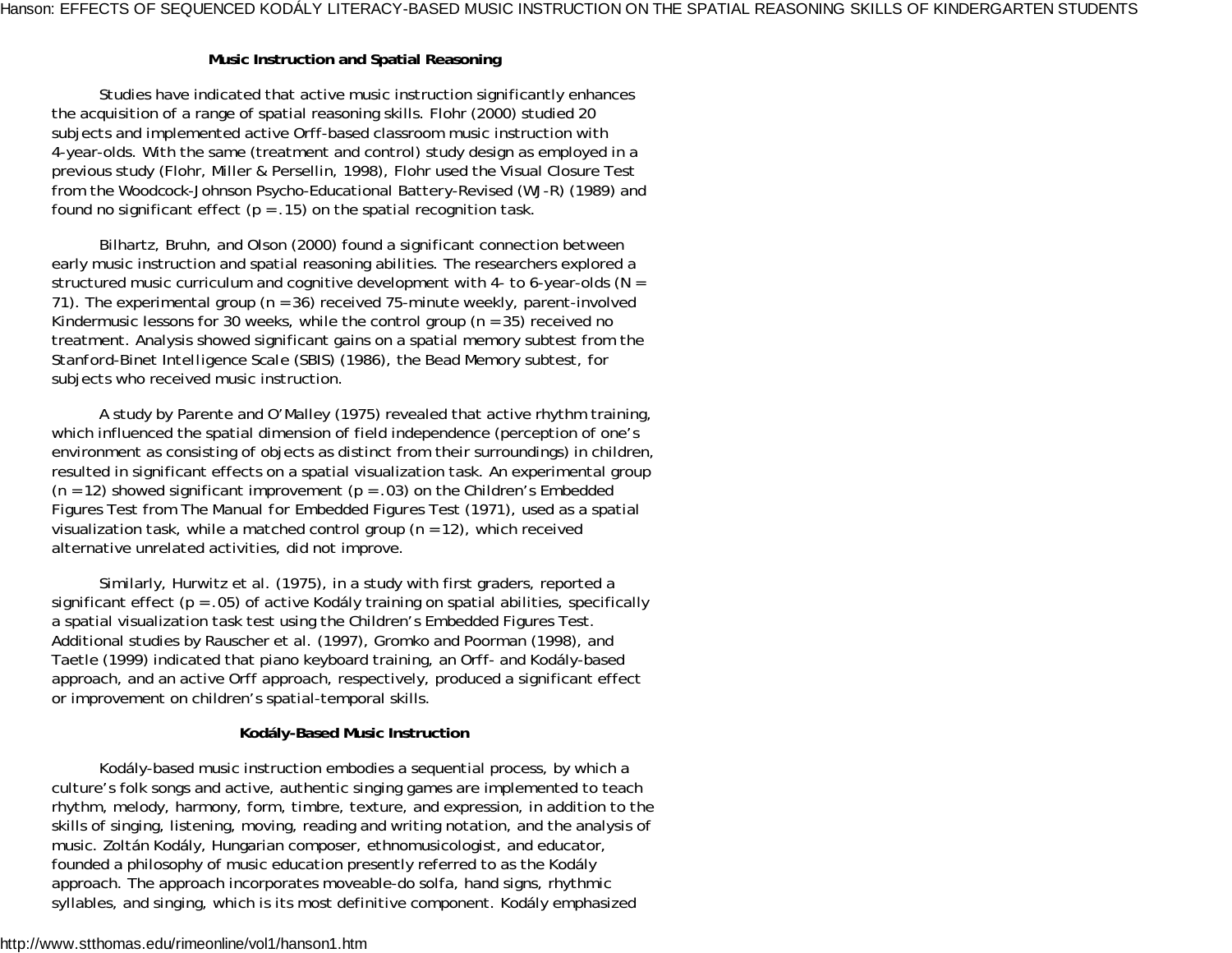### Music Instruction and Spatial Reasoning

Studies have indicated that active music instruction significantly enhances the acquisition of a range of spatial reasoning skills. Flohr (2000) studied 20 subjects and implemented active Orff-based classroom music instruction with 4-year-olds. With the same (treatment and control) study design as employed in a previous study (Flohr, Miller & Persellin, 1998), Flohr used the Visual Closure Test from the Woodcock-Johnson Psycho-Educational Battery-Revised (WJ-R) (1989) and found no significant effect ($p = .15$) on the spatial recognition task.

Bilhartz, Bruhn, and Olson (2000) found a significant connection between early music instruction and spatial reasoning abilities. The researchers explored a structured music curriculum and cognitive development with 4- to 6-year-olds ($N = 71$). The experimental group ($n = 36$) received 75-minute weekly, parent-involved Kindermusic lessons for 30 weeks, while the control group ($n = 35$) received no treatment. Analysis showed significant gains on a spatial memory subtest from the Stanford-Binet Intelligence Scale (SBIS) (1986), the Bead Memory subtest, for subjects who received music instruction.

A study by Parente and O'Malley (1975) revealed that active rhythm training, which influenced the spatial dimension of field independence (perception of one's environment as consisting of objects as distinct from their surroundings) in children, resulted in significant effects on a spatial visualization task. An experimental group ($n = 12$) showed significant improvement ($p = .03$) on the Children's Embedded Figures Test from The Manual for Embedded Figures Test (1971), used as a spatial visualization task, while a matched control group ($n = 12$), which received alternative unrelated activities, did not improve.

Similarly, Hurwitz et al. (1975), in a study with first graders, reported a significant effect ($p = .05$) of active Kodály training on spatial abilities, specifically a spatial visualization task test using the Children's Embedded Figures Test. Additional studies by Rauscher et al. (1997), Gromko and Poorman (1998), and Taetle (1999) indicated that piano keyboard training, an Orff- and Kodály-based approach, and an active Orff approach, respectively, produced a significant effect or improvement on children's spatial-temporal skills.

### Kodály-Based Music Instruction

Kodály-based music instruction embodies a sequential process, by which a culture's folk songs and active, authentic singing games are implemented to teach rhythm, melody, harmony, form, timbre, texture, and expression, in addition to the skills of singing, listening, moving, reading and writing notation, and the analysis of music. Zoltán Kodály, Hungarian composer, ethnomusicologist, and educator, founded a philosophy of music education presently referred to as the Kodály approach. The approach incorporates moveable-do solfa, hand signs, rhythmic syllables, and singing, which is its most definitive component. Kodály emphasized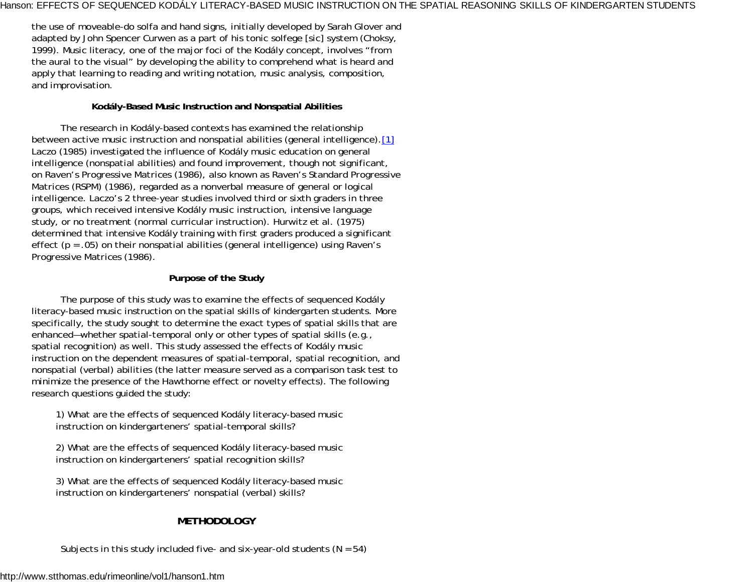the use of moveable-do solfa and hand signs, initially developed by Sarah Glover and adapted by John Spencer Curwen as a part of his tonic solfege [sic] system (Choksy, 1999). Music literacy, one of the major foci of the Kodály concept, involves "from the aural to the visual" by developing the ability to comprehend what is heard and apply that learning to reading and writing notation, music analysis, composition, and improvisation.

### Kodály-Based Music Instruction and Nonspatial Abilities

The research in Kodály-based contexts has examined the relationship between active music instruction and nonspatial abilities (general intelligence).[1] Laczo (1985) investigated the influence of Kodály music education on general intelligence (nonspatial abilities) and found improvement, though not significant, on Raven's Progressive Matrices (1986), also known as Raven's Standard Progressive Matrices (RSPM) (1986), regarded as a nonverbal measure of general or logical intelligence. Laczo's 2 three-year studies involved third or sixth graders in three groups, which received intensive Kodály music instruction, intensive language study, or no treatment (normal curricular instruction). Hurwitz et al. (1975) determined that intensive Kodály training with first graders produced a significant effect ($p = .05$) on their nonspatial abilities (general intelligence) using Raven's Progressive Matrices (1986).

### Purpose of the Study

The purpose of this study was to examine the effects of sequenced Kodály literacy-based music instruction on the spatial skills of kindergarten students. More specifically, the study sought to determine the exact types of spatial skills that are enhanced—whether spatial-temporal only or other types of spatial skills (e.g., spatial recognition) as well. This study assessed the effects of Kodály music instruction on the dependent measures of spatial-temporal, spatial recognition, and nonspatial (verbal) abilities (the latter measure served as a comparison task test to minimize the presence of the Hawthorne effect or novelty effects). The following research questions guided the study:

1) What are the effects of sequenced Kodály literacy-based music instruction on kindergarteners' spatial-temporal skills?

2) What are the effects of sequenced Kodály literacy-based music instruction on kindergarteners' spatial recognition skills?

3) What are the effects of sequenced Kodály literacy-based music instruction on kindergarteners' nonspatial (verbal) skills?

## METHODOLOGY

Subjects in this study included five- and six-year-old students ($N = 54$)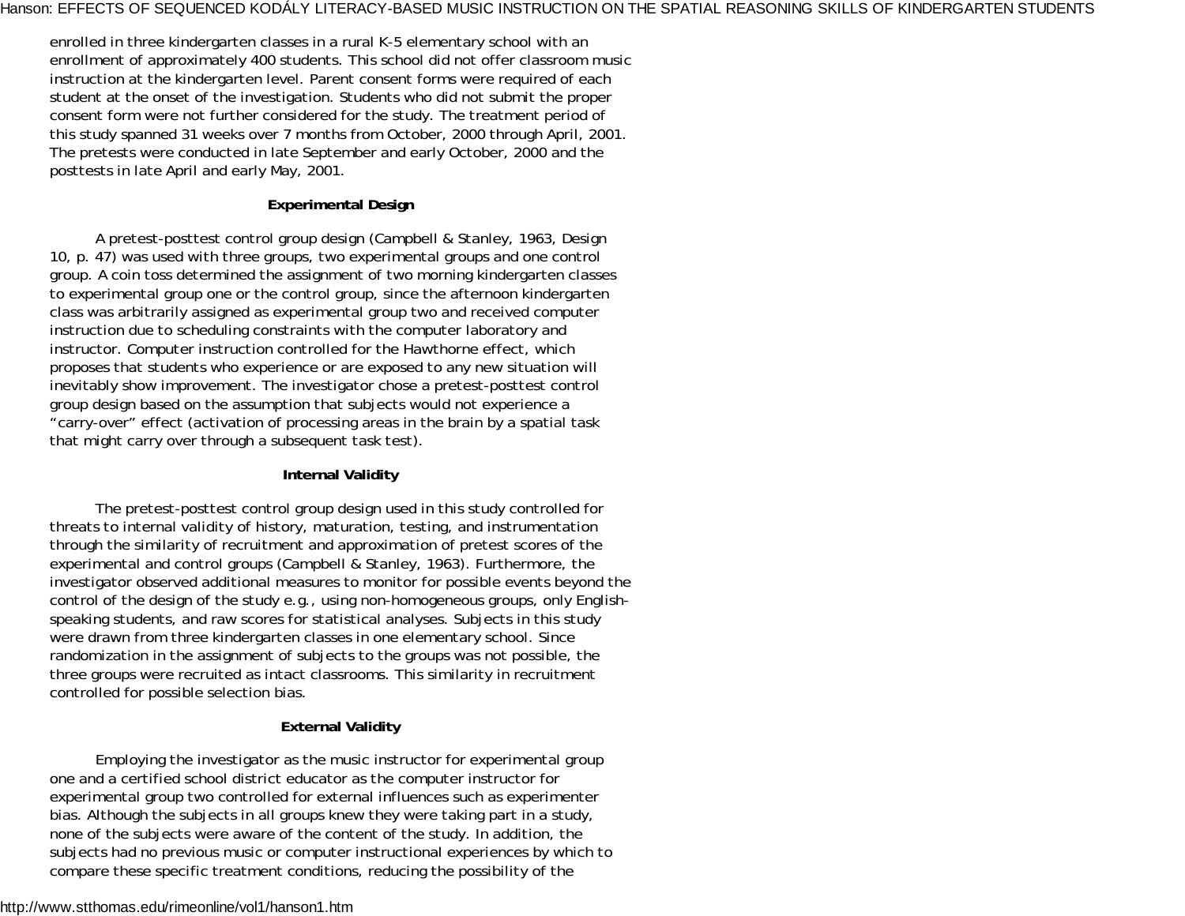enrolled in three kindergarten classes in a rural K-5 elementary school with an enrollment of approximately 400 students. This school did not offer classroom music instruction at the kindergarten level. Parent consent forms were required of each student at the onset of the investigation. Students who did not submit the proper consent form were not further considered for the study. The treatment period of this study spanned 31 weeks over 7 months from October, 2000 through April, 2001. The pretests were conducted in late September and early October, 2000 and the posttests in late April and early May, 2001.

### Experimental Design

A pretest-posttest control group design (Campbell & Stanley, 1963, Design 10, p. 47) was used with three groups, two experimental groups and one control group. A coin toss determined the assignment of two morning kindergarten classes to experimental group one or the control group, since the afternoon kindergarten class was arbitrarily assigned as experimental group two and received computer instruction due to scheduling constraints with the computer laboratory and instructor. Computer instruction controlled for the Hawthorne effect, which proposes that students who experience or are exposed to any new situation will inevitably show improvement. The investigator chose a pretest-posttest control group design based on the assumption that subjects would not experience a "carry-over" effect (activation of processing areas in the brain by a spatial task that might carry over through a subsequent task test).

### Internal Validity

The pretest-posttest control group design used in this study controlled for threats to internal validity of history, maturation, testing, and instrumentation through the similarity of recruitment and approximation of pretest scores of the experimental and control groups (Campbell & Stanley, 1963). Furthermore, the investigator observed additional measures to monitor for possible events beyond the control of the design of the study e.g., using non-homogeneous groups, only English-speaking students, and raw scores for statistical analyses. Subjects in this study were drawn from three kindergarten classes in one elementary school. Since randomization in the assignment of subjects to the groups was not possible, the three groups were recruited as intact classrooms. This similarity in recruitment controlled for possible selection bias.

### External Validity

Employing the investigator as the music instructor for experimental group one and a certified school district educator as the computer instructor for experimental group two controlled for external influences such as experimenter bias. Although the subjects in all groups knew they were taking part in a study, none of the subjects were aware of the content of the study. In addition, the subjects had no previous music or computer instructional experiences by which to compare these specific treatment conditions, reducing the possibility of the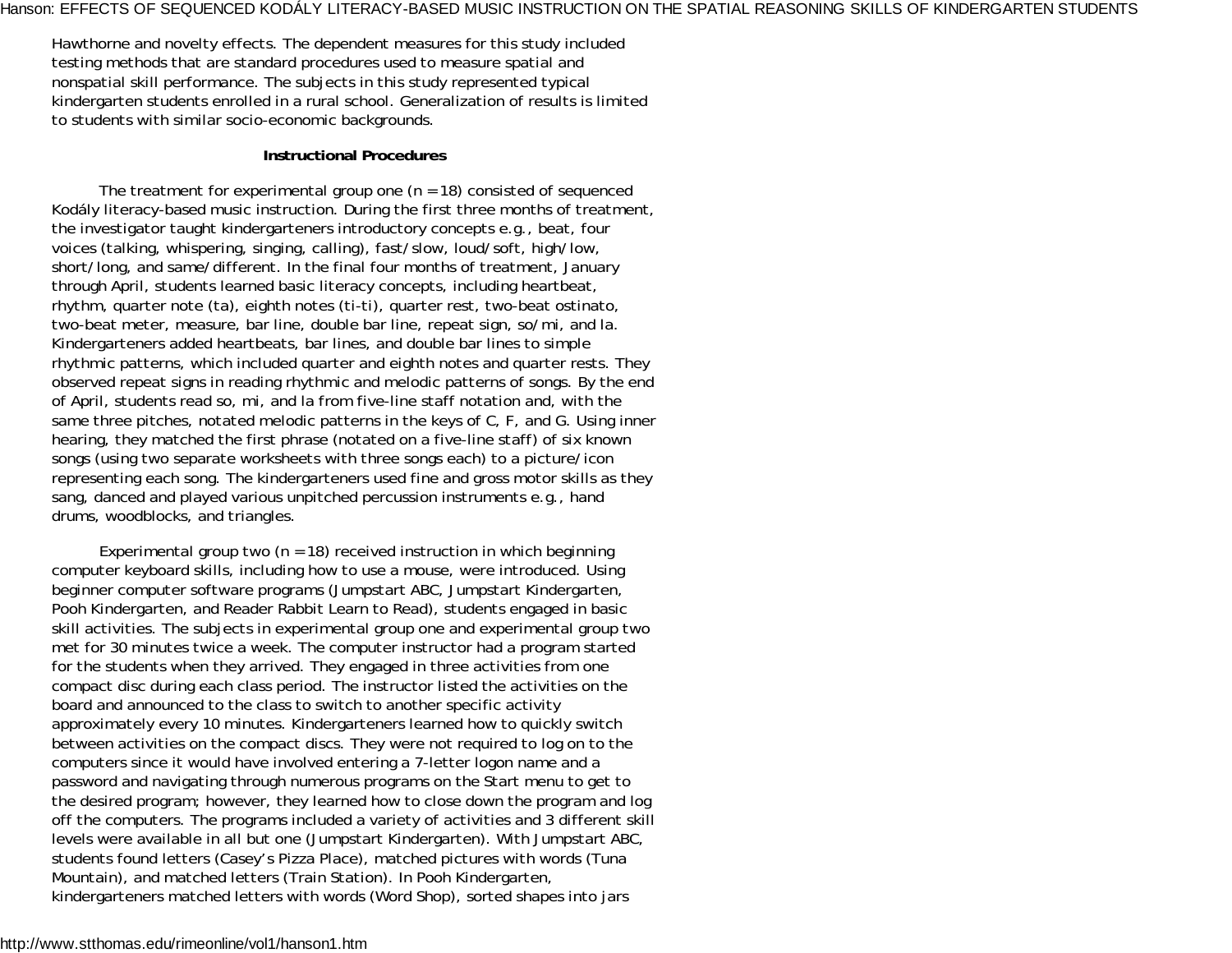Hawthorne and novelty effects. The dependent measures for this study included testing methods that are standard procedures used to measure spatial and nonspatial skill performance. The subjects in this study represented typical kindergarten students enrolled in a rural school. Generalization of results is limited to students with similar socio-economic backgrounds.

### Instructional Procedures

The treatment for experimental group one (n = 18) consisted of sequenced Kodály literacy-based music instruction. During the first three months of treatment, the investigator taught kindergarteners introductory concepts e.g., beat, four voices (talking, whispering, singing, calling), fast/slow, loud/soft, high/low, short/long, and same/different. In the final four months of treatment, January through April, students learned basic literacy concepts, including heartbeat, rhythm, quarter note (ta), eighth notes (ti-ti), quarter rest, two-beat ostinato, two-beat meter, measure, bar line, double bar line, repeat sign, so/mi, and la. Kindergarteners added heartbeats, bar lines, and double bar lines to simple rhythmic patterns, which included quarter and eighth notes and quarter rests. They observed repeat signs in reading rhythmic and melodic patterns of songs. By the end of April, students read so, mi, and la from five-line staff notation and, with the same three pitches, notated melodic patterns in the keys of C, F, and G. Using inner hearing, they matched the first phrase (notated on a five-line staff) of six known songs (using two separate worksheets with three songs each) to a picture/icon representing each song. The kindergarteners used fine and gross motor skills as they sang, danced and played various unpitched percussion instruments e.g., hand drums, woodblocks, and triangles.

Experimental group two (n = 18) received instruction in which beginning computer keyboard skills, including how to use a mouse, were introduced. Using beginner computer software programs (Jumpstart ABC, Jumpstart Kindergarten, Pooh Kindergarten, and Reader Rabbit Learn to Read), students engaged in basic skill activities. The subjects in experimental group one and experimental group two met for 30 minutes twice a week. The computer instructor had a program started for the students when they arrived. They engaged in three activities from one compact disc during each class period. The instructor listed the activities on the board and announced to the class to switch to another specific activity approximately every 10 minutes. Kindergarteners learned how to quickly switch between activities on the compact discs. They were not required to log on to the computers since it would have involved entering a 7-letter logon name and a password and navigating through numerous programs on the Start menu to get to the desired program; however, they learned how to close down the program and log off the computers. The programs included a variety of activities and 3 different skill levels were available in all but one (Jumpstart Kindergarten). With Jumpstart ABC, students found letters (Casey's Pizza Place), matched pictures with words (Tuna Mountain), and matched letters (Train Station). In Pooh Kindergarten, kindergarteners matched letters with words (Word Shop), sorted shapes into jars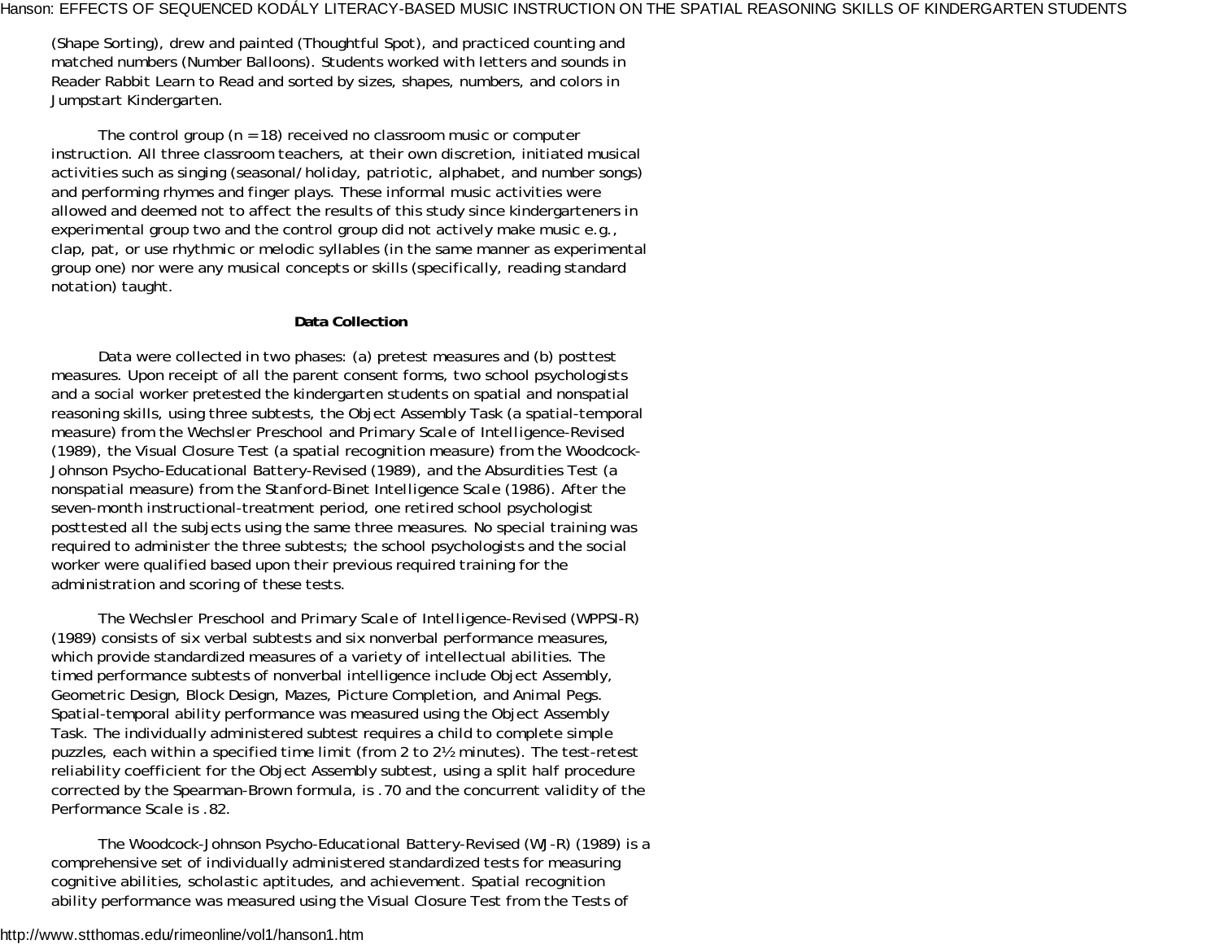(Shape Sorting), drew and painted (Thoughtful Spot), and practiced counting and matched numbers (Number Balloons). Students worked with letters and sounds in Reader Rabbit Learn to Read and sorted by sizes, shapes, numbers, and colors in Jumpstart Kindergarten.

The control group (n = 18) received no classroom music or computer instruction. All three classroom teachers, at their own discretion, initiated musical activities such as singing (seasonal/holiday, patriotic, alphabet, and number songs) and performing rhymes and finger plays. These informal music activities were allowed and deemed not to affect the results of this study since kindergarteners in experimental group two and the control group did not actively make music e.g., clap, pat, or use rhythmic or melodic syllables (in the same manner as experimental group one) nor were any musical concepts or skills (specifically, reading standard notation) taught.

**Data Collection**

Data were collected in two phases: (a) pretest measures and (b) posttest measures. Upon receipt of all the parent consent forms, two school psychologists and a social worker pretested the kindergarten students on spatial and nonspatial reasoning skills, using three subtests, the Object Assembly Task (a spatial-temporal measure) from the Wechsler Preschool and Primary Scale of Intelligence-Revised (1989), the Visual Closure Test (a spatial recognition measure) from the Woodcock-Johnson Psycho-Educational Battery-Revised (1989), and the Absurdities Test (a nonspatial measure) from the Stanford-Binet Intelligence Scale (1986). After the seven-month instructional-treatment period, one retired school psychologist posttested all the subjects using the same three measures. No special training was required to administer the three subtests; the school psychologists and the social worker were qualified based upon their previous required training for the administration and scoring of these tests.

The Wechsler Preschool and Primary Scale of Intelligence-Revised (WPPSI-R) (1989) consists of six verbal subtests and six nonverbal performance measures, which provide standardized measures of a variety of intellectual abilities. The timed performance subtests of nonverbal intelligence include Object Assembly, Geometric Design, Block Design, Mazes, Picture Completion, and Animal Pegs. Spatial-temporal ability performance was measured using the Object Assembly Task. The individually administered subtest requires a child to complete simple puzzles, each within a specified time limit (from 2 to 2½ minutes). The test-retest reliability coefficient for the Object Assembly subtest, using a split half procedure corrected by the Spearman-Brown formula, is .70 and the concurrent validity of the Performance Scale is .82.

The Woodcock-Johnson Psycho-Educational Battery-Revised (WJ-R) (1989) is a comprehensive set of individually administered standardized tests for measuring cognitive abilities, scholastic aptitudes, and achievement. Spatial recognition ability performance was measured using the Visual Closure Test from the Tests of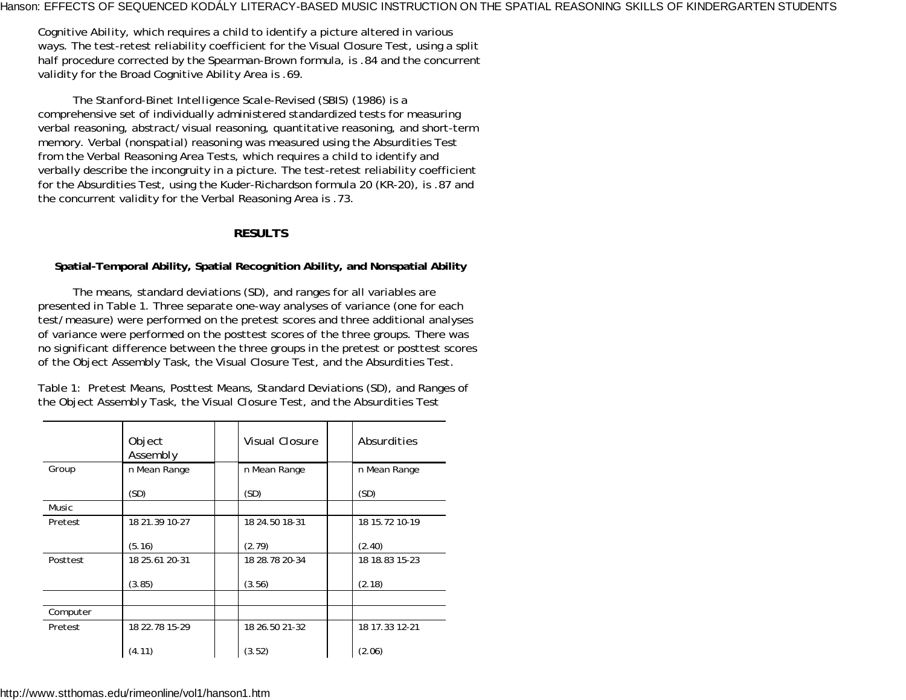Cognitive Ability, which requires a child to identify a picture altered in various ways. The test-retest reliability coefficient for the Visual Closure Test, using a split half procedure corrected by the Spearman-Brown formula, is .84 and the concurrent validity for the Broad Cognitive Ability Area is .69.

The Stanford-Binet Intelligence Scale-Revised (SBIS) (1986) is a comprehensive set of individually administered standardized tests for measuring verbal reasoning, abstract/visual reasoning, quantitative reasoning, and short-term memory. Verbal (nonspatial) reasoning was measured using the Absurdities Test from the Verbal Reasoning Area Tests, which requires a child to identify and verbally describe the incongruity in a picture. The test-retest reliability coefficient for the Absurdities Test, using the Kuder-Richardson formula 20 (KR-20), is .87 and the concurrent validity for the Verbal Reasoning Area is .73.

## RESULTS

### Spatial-Temporal Ability, Spatial Recognition Ability, and Nonspatial Ability

The means, standard deviations (SD), and ranges for all variables are presented in Table 1. Three separate one-way analyses of variance (one for each test/measure) were performed on the pretest scores and three additional analyses of variance were performed on the posttest scores of the three groups. There was no significant difference between the three groups in the pretest or posttest scores of the Object Assembly Task, the Visual Closure Test, and the Absurdities Test.

Table 1: Pretest Means, Posttest Means, Standard Deviations (SD), and Ranges of the Object Assembly Task, the Visual Closure Test, and the Absurdities Test

| | Object Assembly | | Visual Closure | | Absurdities |
|---|---|---|---|---|---|
| Group | n Mean Range (SD) | | n Mean Range (SD) | | n Mean Range (SD) |
| Music | | | | | |
| Pretest | 18 21.39 10-27 (5.16) | | 18 24.50 18-31 (2.79) | | 18 15.72 10-19 (2.40) |
| Posttest | 18 25.61 20-31 (3.85) | | 18 28.78 20-34 (3.56) | | 18 18.83 15-23 (2.18) |
| | | | | | |
| Computer | | | | | |
| Pretest | 18 22.78 15-29 (4.11) | | 18 26.50 21-32 (3.52) | | 18 17.33 12-21 (2.06) |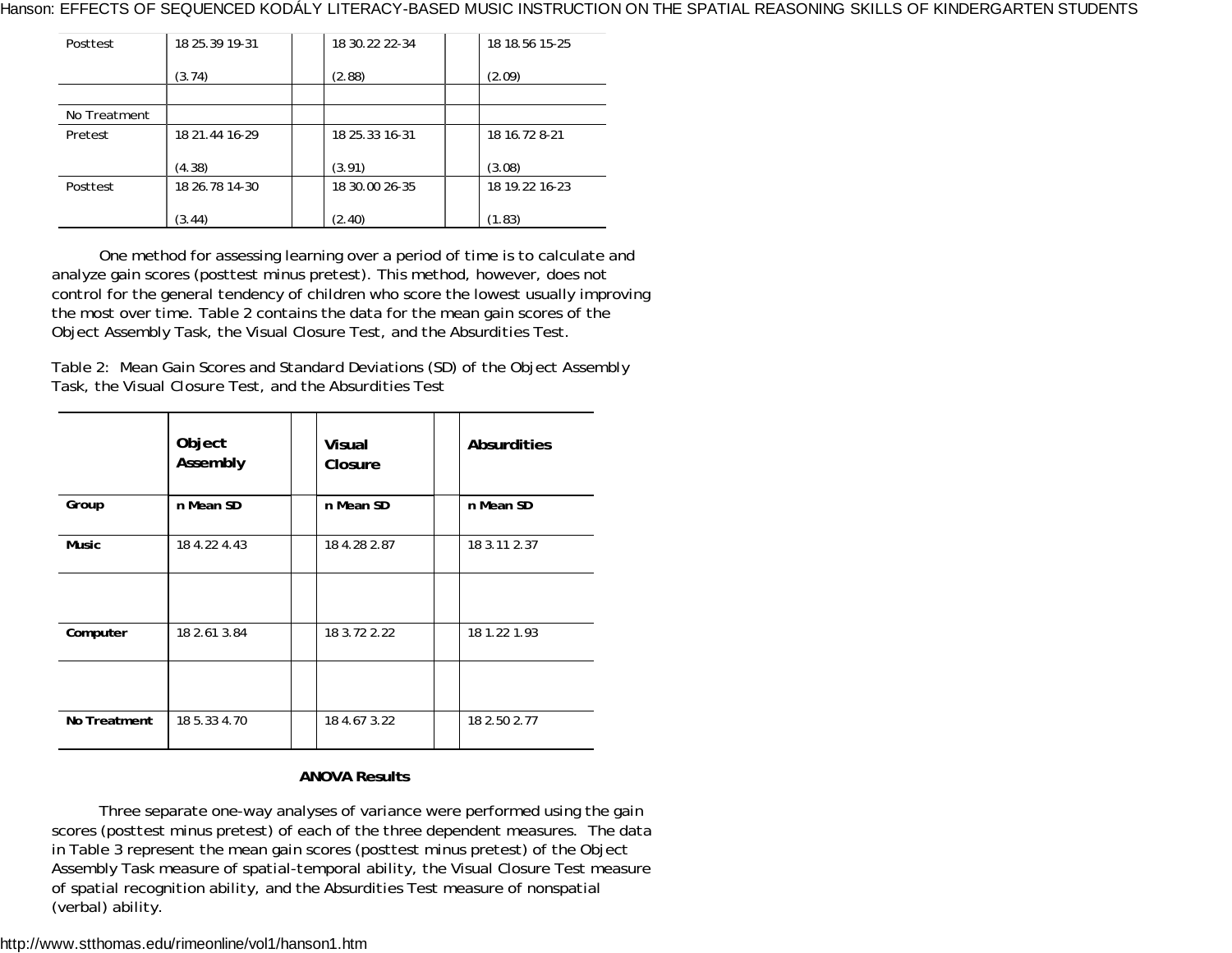| | | | | | |
|---|---|---|---|---|---|
| Posttest | 18 25.39 19-31<br><br>(3.74) | | 18 30.22 22-34<br><br>(2.88) | | 18 18.56 15-25<br><br>(2.09) |
| | | | | | |
| No Treatment | | | | | |
| Pretest | 18 21.44 16-29<br><br>(4.38) | | 18 25.33 16-31<br><br>(3.91) | | 18 16.72 8-21<br><br>(3.08) |
| Posttest | 18 26.78 14-30<br><br>(3.44) | | 18 30.00 26-35<br><br>(2.40) | | 18 19.22 16-23<br><br>(1.83) |

One method for assessing learning over a period of time is to calculate and analyze gain scores (posttest minus pretest). This method, however, does not control for the general tendency of children who score the lowest usually improving the most over time. Table 2 contains the data for the mean gain scores of the Object Assembly Task, the Visual Closure Test, and the Absurdities Test.

Table 2: Mean Gain Scores and Standard Deviations (SD) of the Object Assembly Task, the Visual Closure Test, and the Absurdities Test

| | **Object Assembly** | | **Visual Closure** | | **Absurdities** |
|---|---|---|---|---|---|
| **Group** | **n Mean SD** | | **n Mean SD** | | **n Mean SD** |
| **Music** | 18 4.22 4.43 | | 18 4.28 2.87 | | 18 3.11 2.37 |
| | | | | | |
| **Computer** | 18 2.61 3.84 | | 18 3.72 2.22 | | 18 1.22 1.93 |
| | | | | | |
| **No Treatment** | 18 5.33 4.70 | | 18 4.67 3.22 | | 18 2.50 2.77 |

**ANOVA Results**

Three separate one-way analyses of variance were performed using the gain scores (posttest minus pretest) of each of the three dependent measures. The data in Table 3 represent the mean gain scores (posttest minus pretest) of the Object Assembly Task measure of spatial-temporal ability, the Visual Closure Test measure of spatial recognition ability, and the Absurdities Test measure of nonspatial (verbal) ability.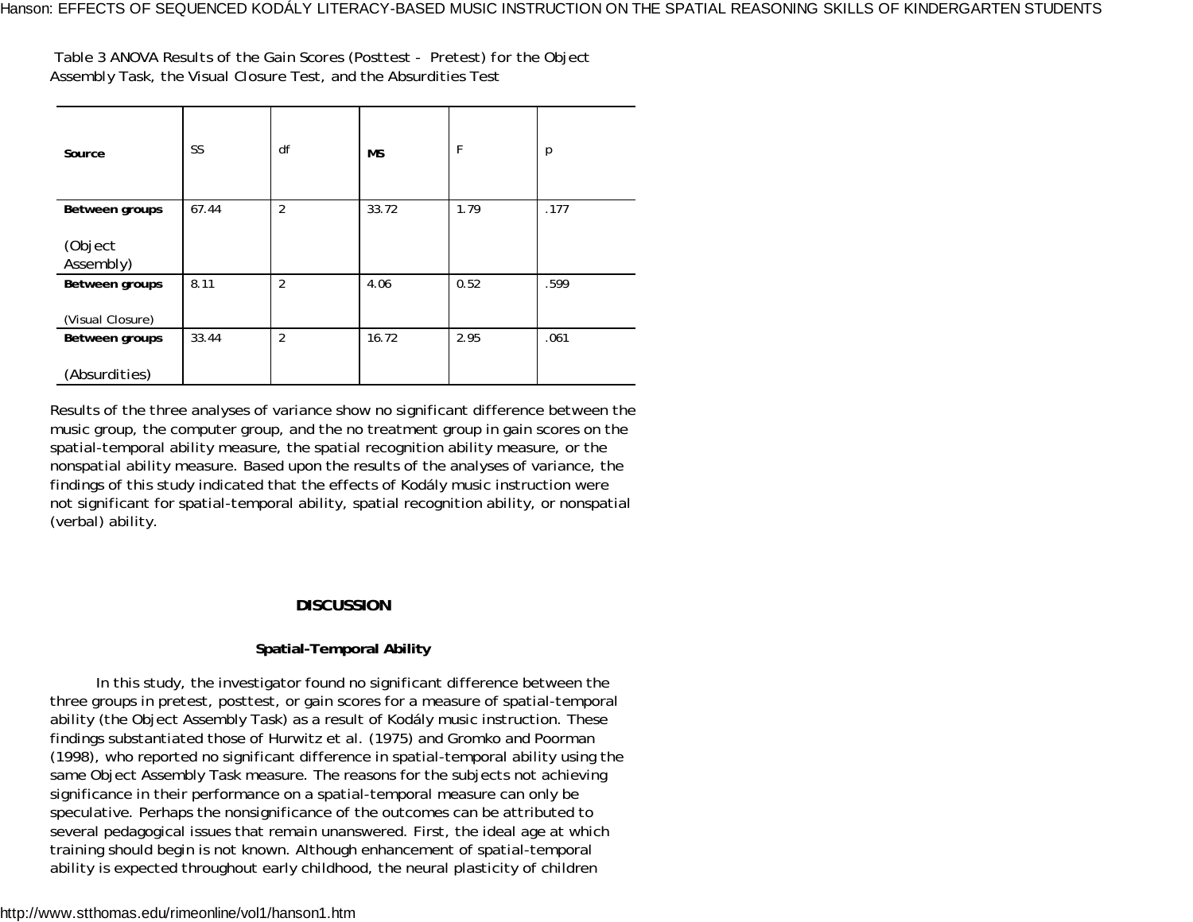Table 3 ANOVA Results of the Gain Scores (Posttest - Pretest) for the Object Assembly Task, the Visual Closure Test, and the Absurdities Test

| Source | SS | df | MS | F | p |
|---|---|---|---|---|---|
| **Between groups** (Object Assembly) | 67.44 | 2 | 33.72 | 1.79 | .177 |
| **Between groups** (Visual Closure) | 8.11 | 2 | 4.06 | 0.52 | .599 |
| **Between groups** (Absurdities) | 33.44 | 2 | 16.72 | 2.95 | .061 |

Results of the three analyses of variance show no significant difference between the music group, the computer group, and the no treatment group in gain scores on the spatial-temporal ability measure, the spatial recognition ability measure, or the nonspatial ability measure. Based upon the results of the analyses of variance, the findings of this study indicated that the effects of Kodály music instruction were not significant for spatial-temporal ability, spatial recognition ability, or nonspatial (verbal) ability.

## DISCUSSION

### Spatial-Temporal Ability

In this study, the investigator found no significant difference between the three groups in pretest, posttest, or gain scores for a measure of spatial-temporal ability (the Object Assembly Task) as a result of Kodály music instruction. These findings substantiated those of Hurwitz et al. (1975) and Gromko and Poorman (1998), who reported no significant difference in spatial-temporal ability using the same Object Assembly Task measure. The reasons for the subjects not achieving significance in their performance on a spatial-temporal measure can only be speculative. Perhaps the nonsignificance of the outcomes can be attributed to several pedagogical issues that remain unanswered. First, the ideal age at which training should begin is not known. Although enhancement of spatial-temporal ability is expected throughout early childhood, the neural plasticity of children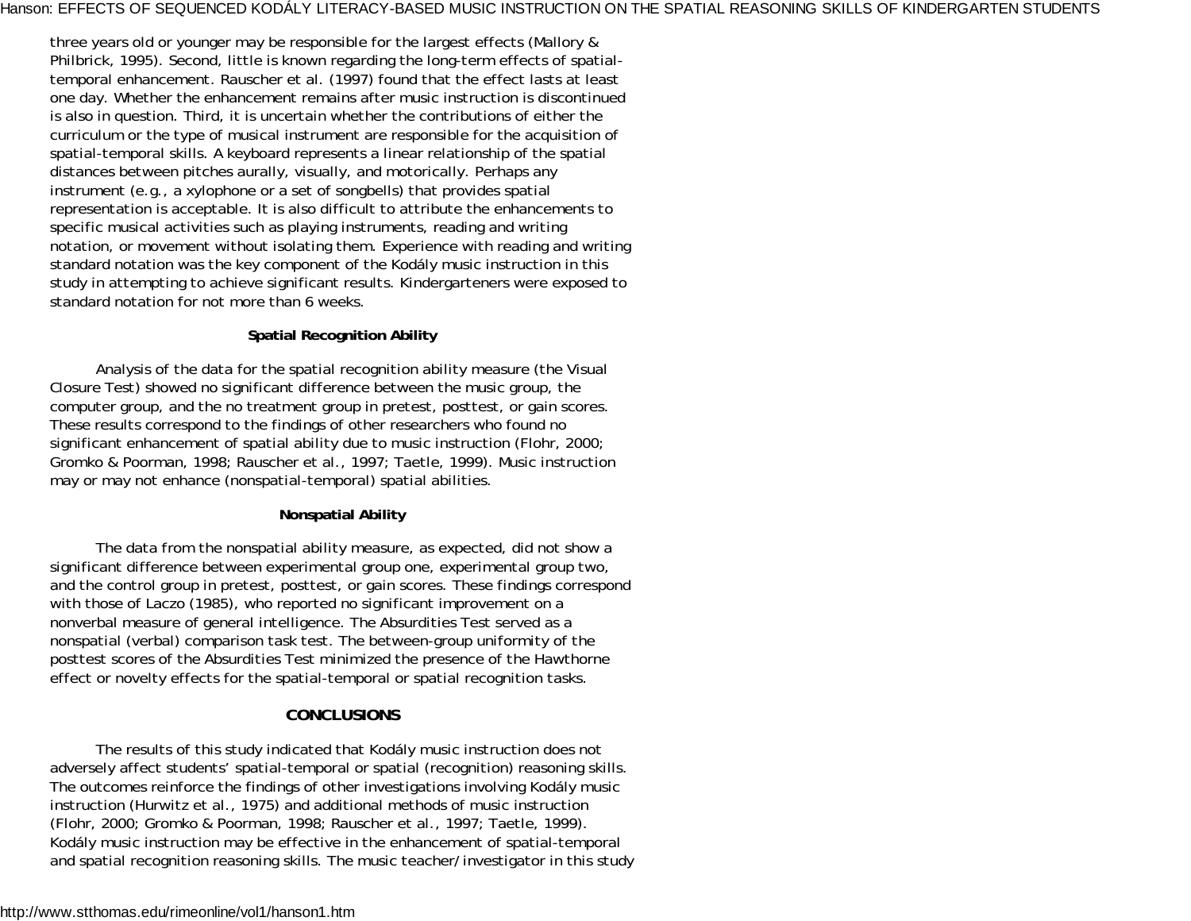three years old or younger may be responsible for the largest effects (Mallory & Philbrick, 1995). Second, little is known regarding the long-term effects of spatial-temporal enhancement. Rauscher et al. (1997) found that the effect lasts at least one day. Whether the enhancement remains after music instruction is discontinued is also in question. Third, it is uncertain whether the contributions of either the curriculum or the type of musical instrument are responsible for the acquisition of spatial-temporal skills. A keyboard represents a linear relationship of the spatial distances between pitches aurally, visually, and motorically. Perhaps any instrument (e.g., a xylophone or a set of songbells) that provides spatial representation is acceptable. It is also difficult to attribute the enhancements to specific musical activities such as playing instruments, reading and writing notation, or movement without isolating them. Experience with reading and writing standard notation was the key component of the Kodály music instruction in this study in attempting to achieve significant results. Kindergarteners were exposed to standard notation for not more than 6 weeks.

### Spatial Recognition Ability

Analysis of the data for the spatial recognition ability measure (the Visual Closure Test) showed no significant difference between the music group, the computer group, and the no treatment group in pretest, posttest, or gain scores. These results correspond to the findings of other researchers who found no significant enhancement of spatial ability due to music instruction (Flohr, 2000; Gromko & Poorman, 1998; Rauscher et al., 1997; Taetle, 1999). Music instruction may or may not enhance (nonspatial-temporal) spatial abilities.

### Nonspatial Ability

The data from the nonspatial ability measure, as expected, did not show a significant difference between experimental group one, experimental group two, and the control group in pretest, posttest, or gain scores. These findings correspond with those of Laczo (1985), who reported no significant improvement on a nonverbal measure of general intelligence. The Absurdities Test served as a nonspatial (verbal) comparison task test. The between-group uniformity of the posttest scores of the Absurdities Test minimized the presence of the Hawthorne effect or novelty effects for the spatial-temporal or spatial recognition tasks.

## CONCLUSIONS

The results of this study indicated that Kodály music instruction does not adversely affect students' spatial-temporal or spatial (recognition) reasoning skills. The outcomes reinforce the findings of other investigations involving Kodály music instruction (Hurwitz et al., 1975) and additional methods of music instruction (Flohr, 2000; Gromko & Poorman, 1998; Rauscher et al., 1997; Taetle, 1999). Kodály music instruction may be effective in the enhancement of spatial-temporal and spatial recognition reasoning skills. The music teacher/investigator in this study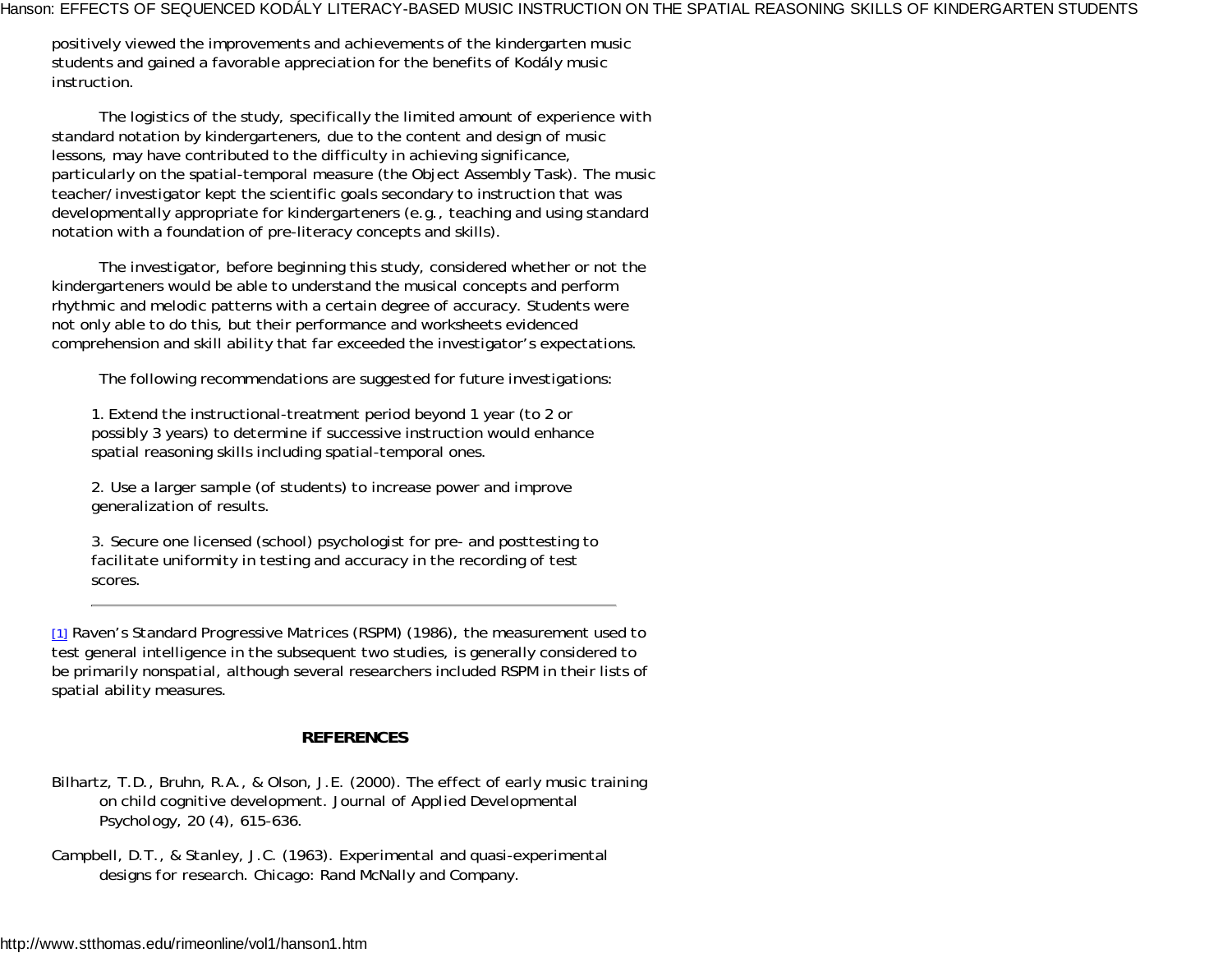positively viewed the improvements and achievements of the kindergarten music students and gained a favorable appreciation for the benefits of Kodály music instruction.

The logistics of the study, specifically the limited amount of experience with standard notation by kindergarteners, due to the content and design of music lessons, may have contributed to the difficulty in achieving significance, particularly on the spatial-temporal measure (the Object Assembly Task). The music teacher/investigator kept the scientific goals secondary to instruction that was developmentally appropriate for kindergarteners (e.g., teaching and using standard notation with a foundation of pre-literacy concepts and skills).

The investigator, before beginning this study, considered whether or not the kindergarteners would be able to understand the musical concepts and perform rhythmic and melodic patterns with a certain degree of accuracy. Students were not only able to do this, but their performance and worksheets evidenced comprehension and skill ability that far exceeded the investigator's expectations.

The following recommendations are suggested for future investigations:

1. Extend the instructional-treatment period beyond 1 year (to 2 or possibly 3 years) to determine if successive instruction would enhance spatial reasoning skills including spatial-temporal ones.

2. Use a larger sample (of students) to increase power and improve generalization of results.

3. Secure one licensed (school) psychologist for pre- and posttesting to facilitate uniformity in testing and accuracy in the recording of test scores.

---

[1] Raven's Standard Progressive Matrices (RSPM) (1986), the measurement used to test general intelligence in the subsequent two studies, is generally considered to be primarily nonspatial, although several researchers included RSPM in their lists of spatial ability measures.

## REFERENCES

Bilhartz, T.D., Bruhn, R.A., & Olson, J.E. (2000). The effect of early music training on child cognitive development. Journal of Applied Developmental Psychology, 20 (4), 615-636.

Campbell, D.T., & Stanley, J.C. (1963). Experimental and quasi-experimental designs for research. Chicago: Rand McNally and Company.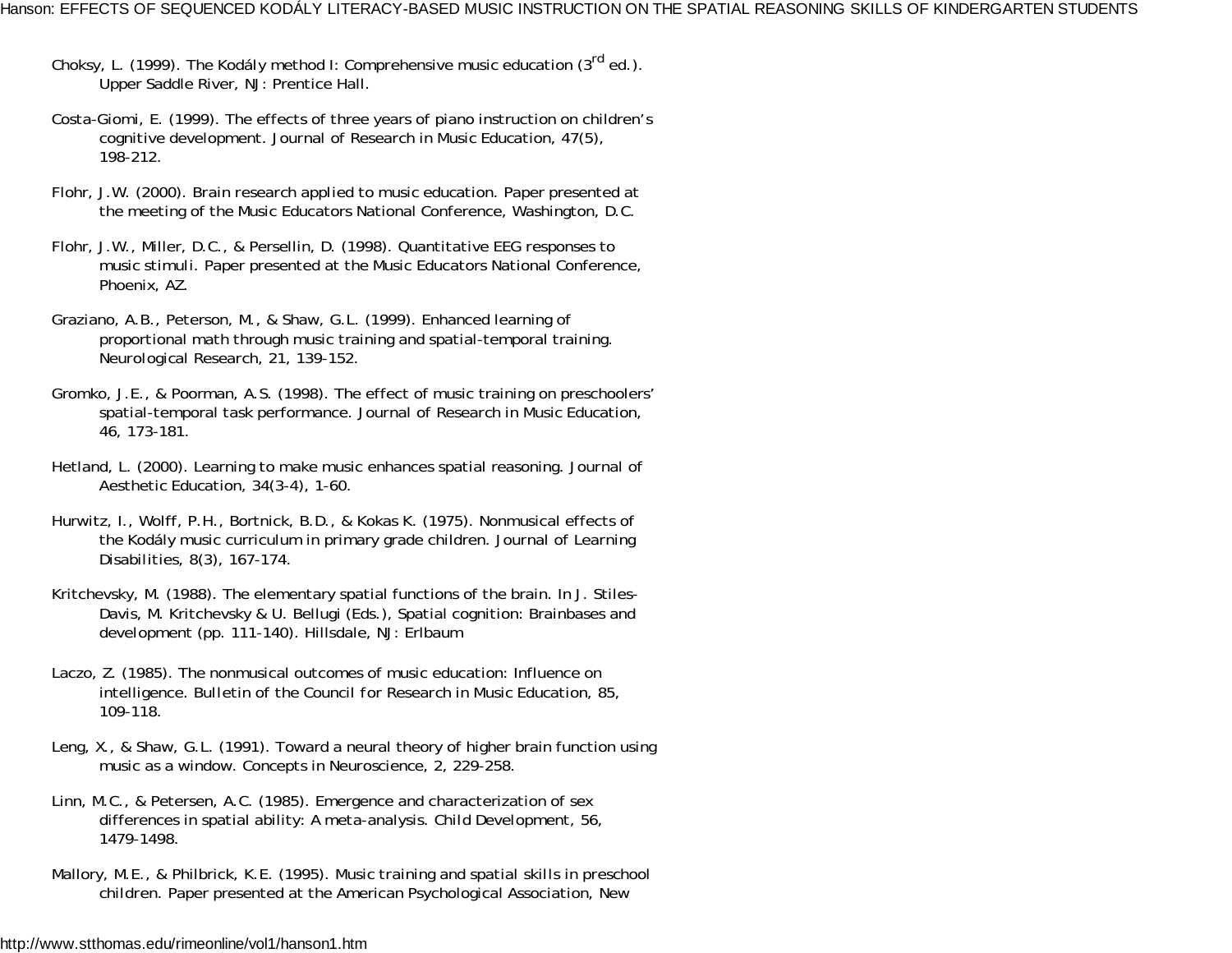Choksy, L. (1999). The Kodály method I: Comprehensive music education (3rd ed.). Upper Saddle River, NJ: Prentice Hall.

Costa-Giomi, E. (1999). The effects of three years of piano instruction on children's cognitive development. Journal of Research in Music Education, 47(5), 198-212.

Flohr, J.W. (2000). Brain research applied to music education. Paper presented at the meeting of the Music Educators National Conference, Washington, D.C.

Flohr, J.W., Miller, D.C., & Persellin, D. (1998). Quantitative EEG responses to music stimuli. Paper presented at the Music Educators National Conference, Phoenix, AZ.

Graziano, A.B., Peterson, M., & Shaw, G.L. (1999). Enhanced learning of proportional math through music training and spatial-temporal training. Neurological Research, 21, 139-152.

Gromko, J.E., & Poorman, A.S. (1998). The effect of music training on preschoolers' spatial-temporal task performance. Journal of Research in Music Education, 46, 173-181.

Hetland, L. (2000). Learning to make music enhances spatial reasoning. Journal of Aesthetic Education, 34(3-4), 1-60.

Hurwitz, I., Wolff, P.H., Bortnick, B.D., & Kokas K. (1975). Nonmusical effects of the Kodály music curriculum in primary grade children. Journal of Learning Disabilities, 8(3), 167-174.

Kritchevsky, M. (1988). The elementary spatial functions of the brain. In J. Stiles-Davis, M. Kritchevsky & U. Bellugi (Eds.), Spatial cognition: Brainbases and development (pp. 111-140). Hillsdale, NJ: Erlbaum

Laczo, Z. (1985). The nonmusical outcomes of music education: Influence on intelligence. Bulletin of the Council for Research in Music Education, 85, 109-118.

Leng, X., & Shaw, G.L. (1991). Toward a neural theory of higher brain function using music as a window. Concepts in Neuroscience, 2, 229-258.

Linn, M.C., & Petersen, A.C. (1985). Emergence and characterization of sex differences in spatial ability: A meta-analysis. Child Development, 56, 1479-1498.

Mallory, M.E., & Philbrick, K.E. (1995). Music training and spatial skills in preschool children. Paper presented at the American Psychological Association, New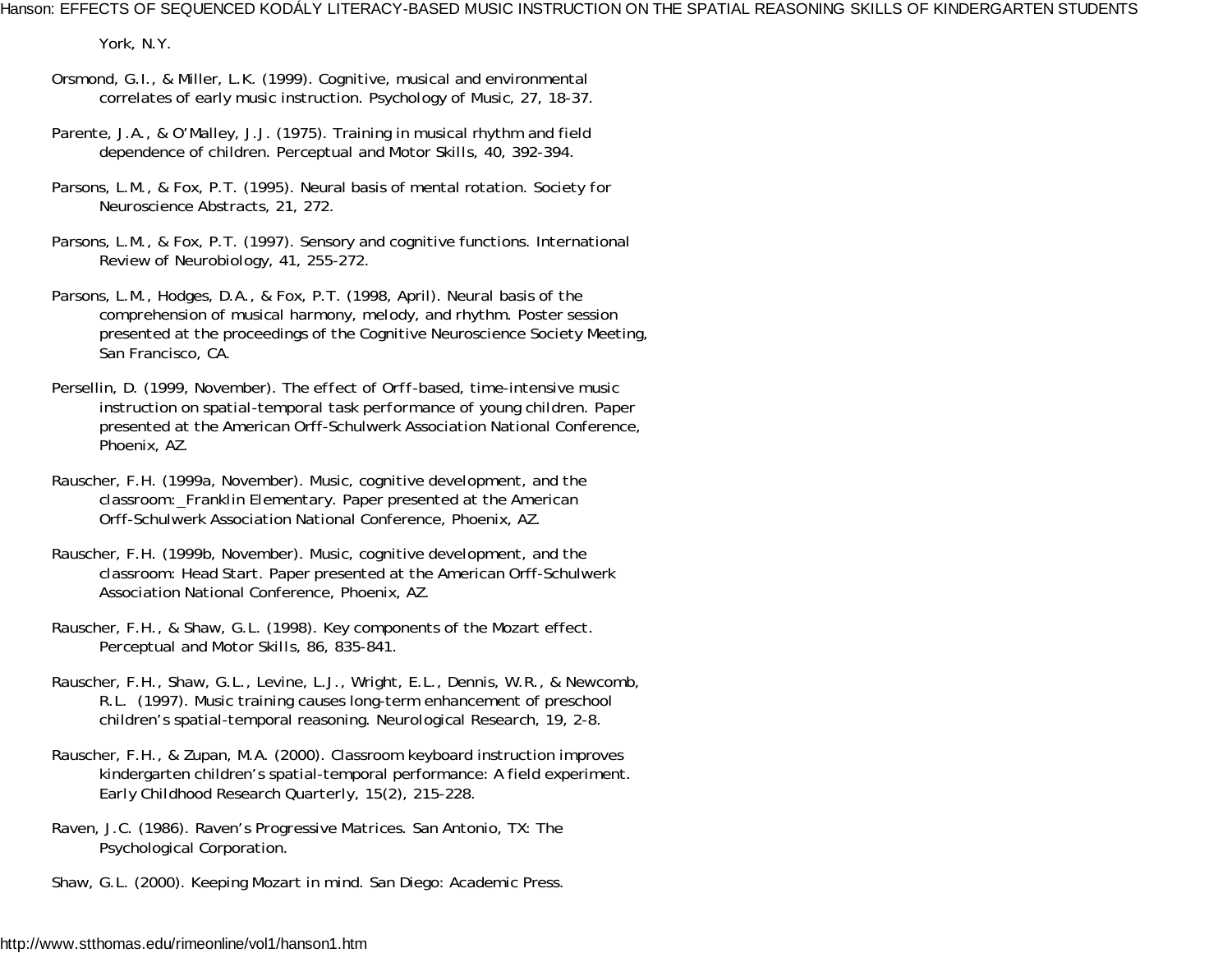York, N.Y.

Orsmond, G.I., & Miller, L.K. (1999). Cognitive, musical and environmental correlates of early music instruction. Psychology of Music, 27, 18-37.

Parente, J.A., & O'Malley, J.J. (1975). Training in musical rhythm and field dependence of children. Perceptual and Motor Skills, 40, 392-394.

Parsons, L.M., & Fox, P.T. (1995). Neural basis of mental rotation. Society for Neuroscience Abstracts, 21, 272.

Parsons, L.M., & Fox, P.T. (1997). Sensory and cognitive functions. International Review of Neurobiology, 41, 255-272.

Parsons, L.M., Hodges, D.A., & Fox, P.T. (1998, April). Neural basis of the comprehension of musical harmony, melody, and rhythm. Poster session presented at the proceedings of the Cognitive Neuroscience Society Meeting, San Francisco, CA.

Persellin, D. (1999, November). The effect of Orff-based, time-intensive music instruction on spatial-temporal task performance of young children. Paper presented at the American Orff-Schulwerk Association National Conference, Phoenix, AZ.

Rauscher, F.H. (1999a, November). Music, cognitive development, and the classroom:_Franklin Elementary. Paper presented at the American Orff-Schulwerk Association National Conference, Phoenix, AZ.

Rauscher, F.H. (1999b, November). Music, cognitive development, and the classroom: Head Start. Paper presented at the American Orff-Schulwerk Association National Conference, Phoenix, AZ.

Rauscher, F.H., & Shaw, G.L. (1998). Key components of the Mozart effect. Perceptual and Motor Skills, 86, 835-841.

Rauscher, F.H., Shaw, G.L., Levine, L.J., Wright, E.L., Dennis, W.R., & Newcomb, R.L. (1997). Music training causes long-term enhancement of preschool children's spatial-temporal reasoning. Neurological Research, 19, 2-8.

Rauscher, F.H., & Zupan, M.A. (2000). Classroom keyboard instruction improves kindergarten children's spatial-temporal performance: A field experiment. Early Childhood Research Quarterly, 15(2), 215-228.

Raven, J.C. (1986). Raven's Progressive Matrices. San Antonio, TX: The Psychological Corporation.

Shaw, G.L. (2000). Keeping Mozart in mind. San Diego: Academic Press.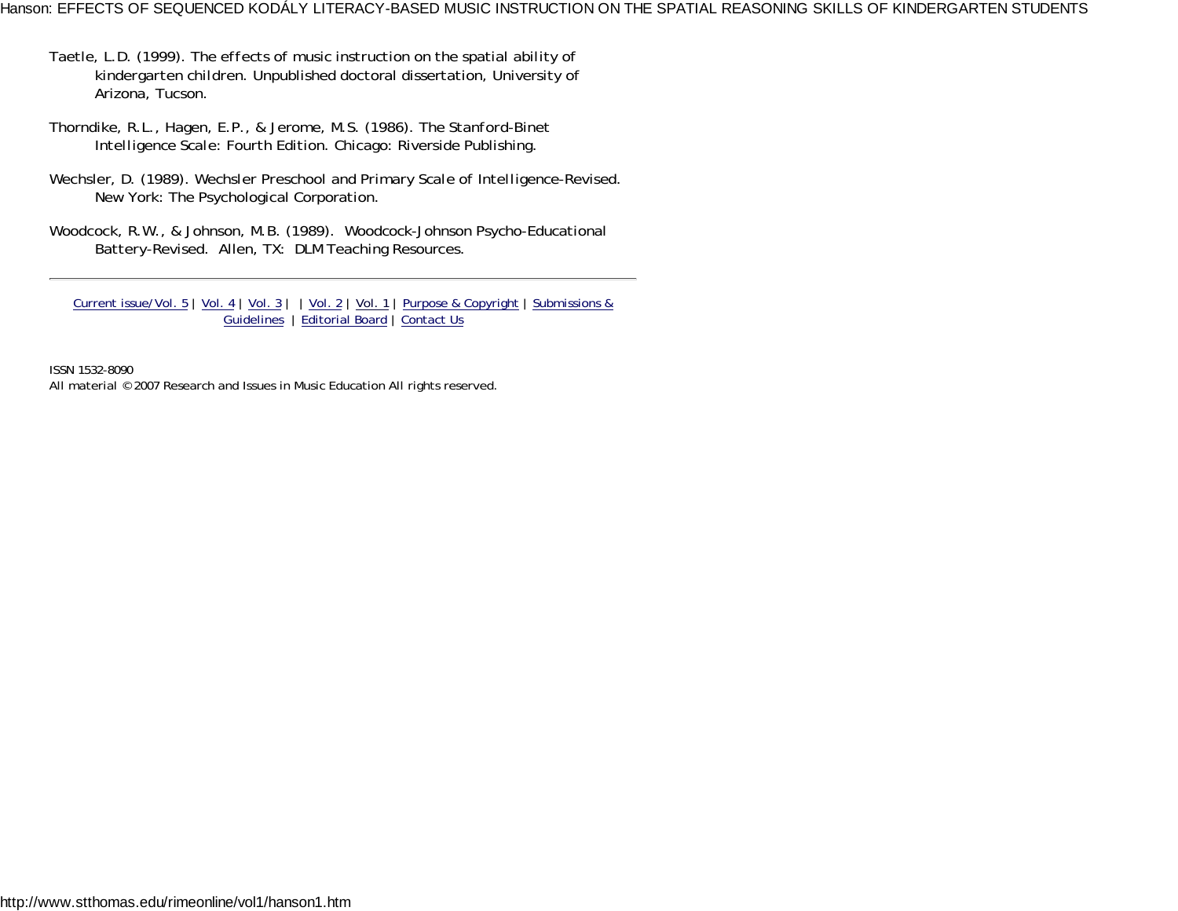Taetle, L.D. (1999). The effects of music instruction on the spatial ability of kindergarten children. Unpublished doctoral dissertation, University of Arizona, Tucson.

Thorndike, R.L., Hagen, E.P., & Jerome, M.S. (1986). The Stanford-Binet Intelligence Scale: Fourth Edition. Chicago: Riverside Publishing.

Wechsler, D. (1989). Wechsler Preschool and Primary Scale of Intelligence-Revised. New York: The Psychological Corporation.

Woodcock, R.W., & Johnson, M.B. (1989). Woodcock-Johnson Psycho-Educational Battery-Revised. Allen, TX: DLM Teaching Resources.

---

Current issue/Vol. 5 | Vol. 4 | Vol. 3 | | Vol. 2 | Vol. 1 | Purpose & Copyright | Submissions & Guidelines | Editorial Board | Contact Us

ISSN 1532-8090
All material © 2007 Research and Issues in Music Education All rights reserved.